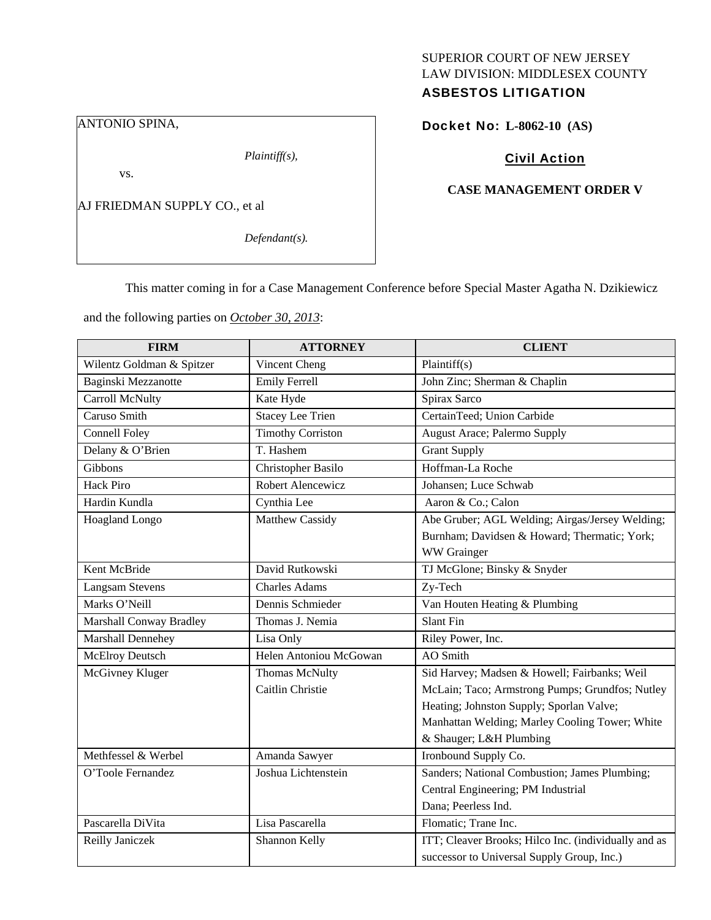SUPERIOR COURT OF NEW JERSEY
LAW DIVISION: MIDDLESEX COUNTY
**ASBESTOS LITIGATION**

ANTONIO SPINA,

*Plaintiff(s),*

vs.

AJ FRIEDMAN SUPPLY CO., et al

*Defendant(s).*

**Docket No: L-8062-10 (AS)**

**Civil Action**

**CASE MANAGEMENT ORDER V**

This matter coming in for a Case Management Conference before Special Master Agatha N. Dzikiewicz and the following parties on *October 30, 2013*:

| FIRM | ATTORNEY | CLIENT |
|---|---|---|
| Wilentz Goldman & Spitzer | Vincent Cheng | Plaintiff(s) |
| Baginski Mezzanotte | Emily Ferrell | John Zinc; Sherman & Chaplin |
| Carroll McNulty | Kate Hyde | Spirax Sarco |
| Caruso Smith | Stacey Lee Trien | CertainTeed; Union Carbide |
| Connell Foley | Timothy Corriston | August Arace; Palermo Supply |
| Delany & O'Brien | T. Hashem | Grant Supply |
| Gibbons | Christopher Basilo | Hoffman-La Roche |
| Hack Piro | Robert Alencewicz | Johansen; Luce Schwab |
| Hardin Kundla | Cynthia Lee | Aaron & Co.; Calon |
| Hoagland Longo | Matthew Cassidy | Abe Gruber; AGL Welding; Airgas/Jersey Welding; Burnham; Davidsen & Howard; Thermatic; York; WW Grainger |
| Kent McBride | David Rutkowski | TJ McGlone; Binsky & Snyder |
| Langsam Stevens | Charles Adams | Zy-Tech |
| Marks O'Neill | Dennis Schmieder | Van Houten Heating & Plumbing |
| Marshall Conway Bradley | Thomas J. Nemia | Slant Fin |
| Marshall Dennehey | Lisa Only | Riley Power, Inc. |
| McElroy Deutsch | Helen Antoniou McGowan | AO Smith |
| McGivney Kluger | Thomas McNulty<br>Caitlin Christie | Sid Harvey; Madsen & Howell; Fairbanks; Weil McLain; Taco; Armstrong Pumps; Grundfos; Nutley Heating; Johnston Supply; Sporlan Valve; Manhattan Welding; Marley Cooling Tower; White & Shauger; L&H Plumbing |
| Methfessel & Werbel | Amanda Sawyer | Ironbound Supply Co. |
| O'Toole Fernandez | Joshua Lichtenstein | Sanders; National Combustion; James Plumbing; Central Engineering; PM Industrial Dana; Peerless Ind. |
| Pascarella DiVita | Lisa Pascarella | Flomatic; Trane Inc. |
| Reilly Janiczek | Shannon Kelly | ITT; Cleaver Brooks; Hilco Inc. (individually and as successor to Universal Supply Group, Inc.) |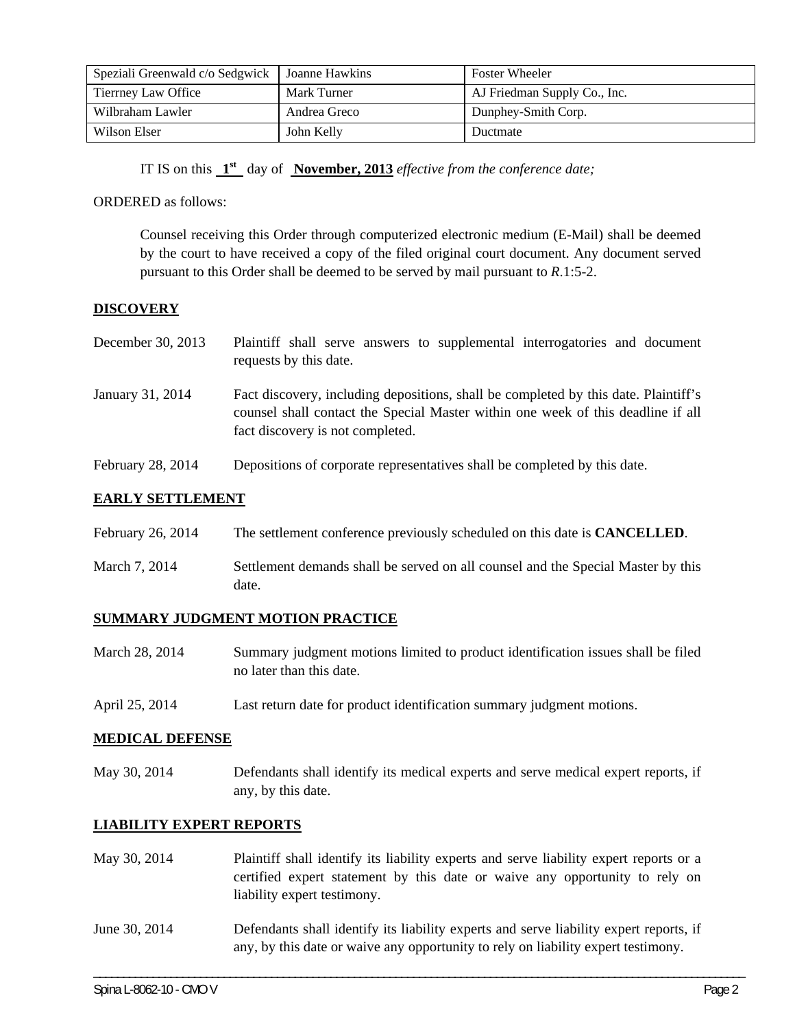| Speziali Greenwald c/o Sedgwick | Joanne Hawkins | Foster Wheeler |
|---|---|---|
| Tierrney Law Office | Mark Turner | AJ Friedman Supply Co., Inc. |
| Wilbraham Lawler | Andrea Greco | Dunphey-Smith Corp. |
| Wilson Elser | John Kelly | Ductmate |

IT IS on this **1st** day of **November, 2013** *effective from the conference date;*

ORDERED as follows:

Counsel receiving this Order through computerized electronic medium (E-Mail) shall be deemed by the court to have received a copy of the filed original court document. Any document served pursuant to this Order shall be deemed to be served by mail pursuant to *R*.1:5-2.

## DISCOVERY

December 30, 2013 — Plaintiff shall serve answers to supplemental interrogatories and document requests by this date.

January 31, 2014 — Fact discovery, including depositions, shall be completed by this date. Plaintiff's counsel shall contact the Special Master within one week of this deadline if all fact discovery is not completed.

February 28, 2014 — Depositions of corporate representatives shall be completed by this date.

## EARLY SETTLEMENT

February 26, 2014 — The settlement conference previously scheduled on this date is **CANCELLED**.

March 7, 2014 — Settlement demands shall be served on all counsel and the Special Master by this date.

## SUMMARY JUDGMENT MOTION PRACTICE

March 28, 2014 — Summary judgment motions limited to product identification issues shall be filed no later than this date.

April 25, 2014 — Last return date for product identification summary judgment motions.

## MEDICAL DEFENSE

May 30, 2014 — Defendants shall identify its medical experts and serve medical expert reports, if any, by this date.

## LIABILITY EXPERT REPORTS

May 30, 2014 — Plaintiff shall identify its liability experts and serve liability expert reports or a certified expert statement by this date or waive any opportunity to rely on liability expert testimony.

June 30, 2014 — Defendants shall identify its liability experts and serve liability expert reports, if any, by this date or waive any opportunity to rely on liability expert testimony.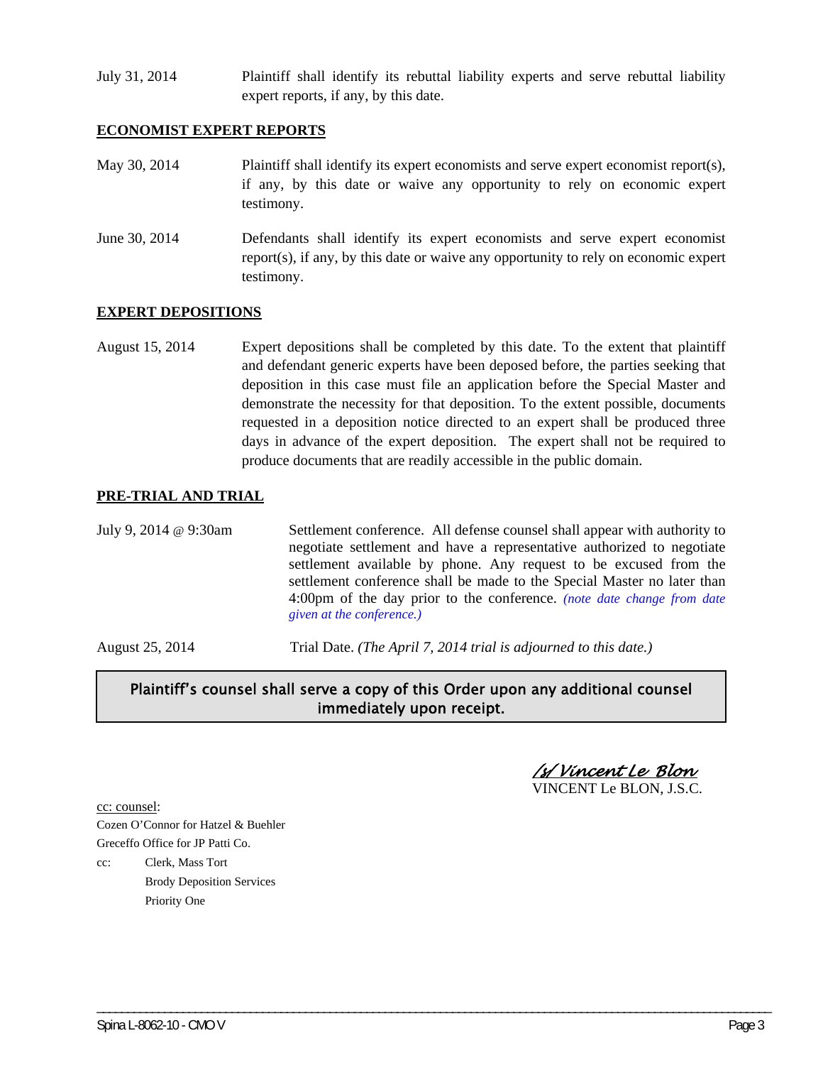July 31, 2014 Plaintiff shall identify its rebuttal liability experts and serve rebuttal liability expert reports, if any, by this date.

**ECONOMIST EXPERT REPORTS**

May 30, 2014 Plaintiff shall identify its expert economists and serve expert economist report(s), if any, by this date or waive any opportunity to rely on economic expert testimony.

June 30, 2014 Defendants shall identify its expert economists and serve expert economist report(s), if any, by this date or waive any opportunity to rely on economic expert testimony.

**EXPERT DEPOSITIONS**

August 15, 2014 Expert depositions shall be completed by this date. To the extent that plaintiff and defendant generic experts have been deposed before, the parties seeking that deposition in this case must file an application before the Special Master and demonstrate the necessity for that deposition. To the extent possible, documents requested in a deposition notice directed to an expert shall be produced three days in advance of the expert deposition. The expert shall not be required to produce documents that are readily accessible in the public domain.

**PRE-TRIAL AND TRIAL**

July 9, 2014 @ 9:30am Settlement conference. All defense counsel shall appear with authority to negotiate settlement and have a representative authorized to negotiate settlement available by phone. Any request to be excused from the settlement conference shall be made to the Special Master no later than 4:00pm of the day prior to the conference. *(note date change from date given at the conference.)*

August 25, 2014 Trial Date. *(The April 7, 2014 trial is adjourned to this date.)*

**Plaintiff's counsel shall serve a copy of this Order upon any additional counsel immediately upon receipt.**

/s/ Vincent Le Blon
VINCENT Le BLON, J.S.C.

cc: counsel:
Cozen O'Connor for Hatzel & Buehler
Greceffo Office for JP Patti Co.

cc: Clerk, Mass Tort
Brody Deposition Services
Priority One